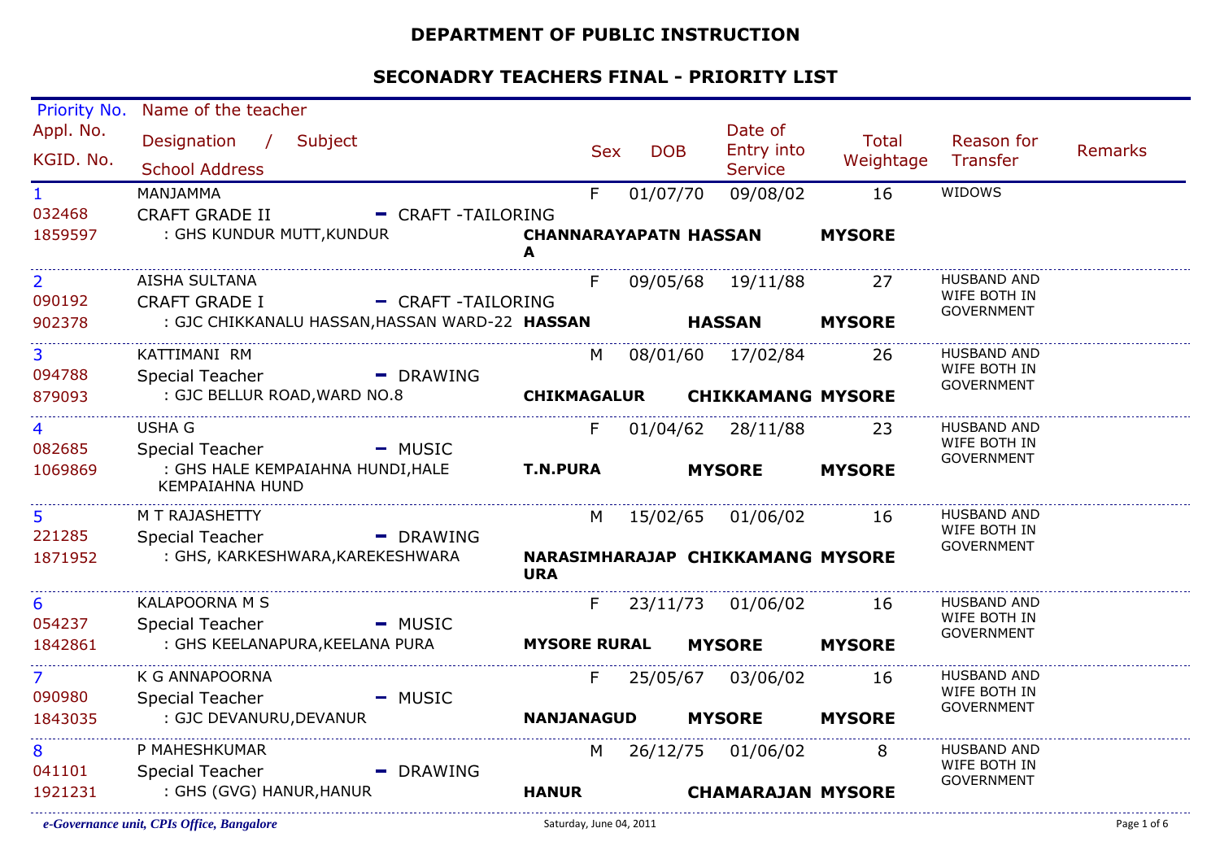# DEPARTMENT OF PUBLIC INSTRUCTION

## SECONADRY TEACHERS FINAL - PRIORITY LIST

| Priority No. / Appl. No. / KGID. No. | Name of the teacher / Designation / Subject / School Address | | | Sex | DOB | Date of Entry into Service | Total Weightage | Reason for Transfer | Remarks |
|---|---|---|---|---|---|---|---|---|---|
| 1<br>032468<br>1859597 | MANJAMMA<br>CRAFT GRADE II - CRAFT -TAILORING<br>: GHS KUNDUR MUTT,KUNDUR | **CHANNARAYAPATNA** | **HASSAN** | F | 01/07/70 | 09/08/02 | 16<br>**MYSORE** | WIDOWS | |
| 2<br>090192<br>902378 | AISHA SULTANA<br>CRAFT GRADE I - CRAFT -TAILORING<br>: GJC CHIKKANALU HASSAN,HASSAN WARD-22 | **HASSAN** | **HASSAN** | F | 09/05/68 | 19/11/88 | 27<br>**MYSORE** | HUSBAND AND WIFE BOTH IN GOVERNMENT | |
| 3<br>094788<br>879093 | KATTIMANI RM<br>Special Teacher - DRAWING<br>: GJC BELLUR ROAD,WARD NO.8 | **CHIKMAGALUR** | **CHIKKAMANG** | M | 08/01/60 | 17/02/84 | 26<br>**MYSORE** | HUSBAND AND WIFE BOTH IN GOVERNMENT | |
| 4<br>082685<br>1069869 | USHA G<br>Special Teacher - MUSIC<br>: GHS HALE KEMPAIAHNA HUNDI,HALE KEMPAIAHNA HUND | **T.N.PURA** | **MYSORE** | F | 01/04/62 | 28/11/88 | 23<br>**MYSORE** | HUSBAND AND WIFE BOTH IN GOVERNMENT | |
| 5<br>221285<br>1871952 | M T RAJASHETTY<br>Special Teacher - DRAWING<br>: GHS, KARKESHWARA,KAREKESHWARA | **NARASIMHARAJAPURA** | **CHIKKAMANG** | M | 15/02/65 | 01/06/02 | 16<br>**MYSORE** | HUSBAND AND WIFE BOTH IN GOVERNMENT | |
| 6<br>054237<br>1842861 | KALAPOORNA M S<br>Special Teacher - MUSIC<br>: GHS KEELANAPURA,KEELANA PURA | **MYSORE RURAL** | **MYSORE** | F | 23/11/73 | 01/06/02 | 16<br>**MYSORE** | HUSBAND AND WIFE BOTH IN GOVERNMENT | |
| 7<br>090980<br>1843035 | K G ANNAPOORNA<br>Special Teacher - MUSIC<br>: GJC DEVANURU,DEVANUR | **NANJANAGUD** | **MYSORE** | F | 25/05/67 | 03/06/02 | 16<br>**MYSORE** | HUSBAND AND WIFE BOTH IN GOVERNMENT | |
| 8<br>041101<br>1921231 | P MAHESHKUMAR<br>Special Teacher - DRAWING<br>: GHS (GVG) HANUR,HANUR | **HANUR** | **CHAMARAJAN** | M | 26/12/75 | 01/06/02 | 8<br>**MYSORE** | HUSBAND AND WIFE BOTH IN GOVERNMENT | |

*e-Governance unit, CPIs Office, Bangalore* — Saturday, June 04, 2011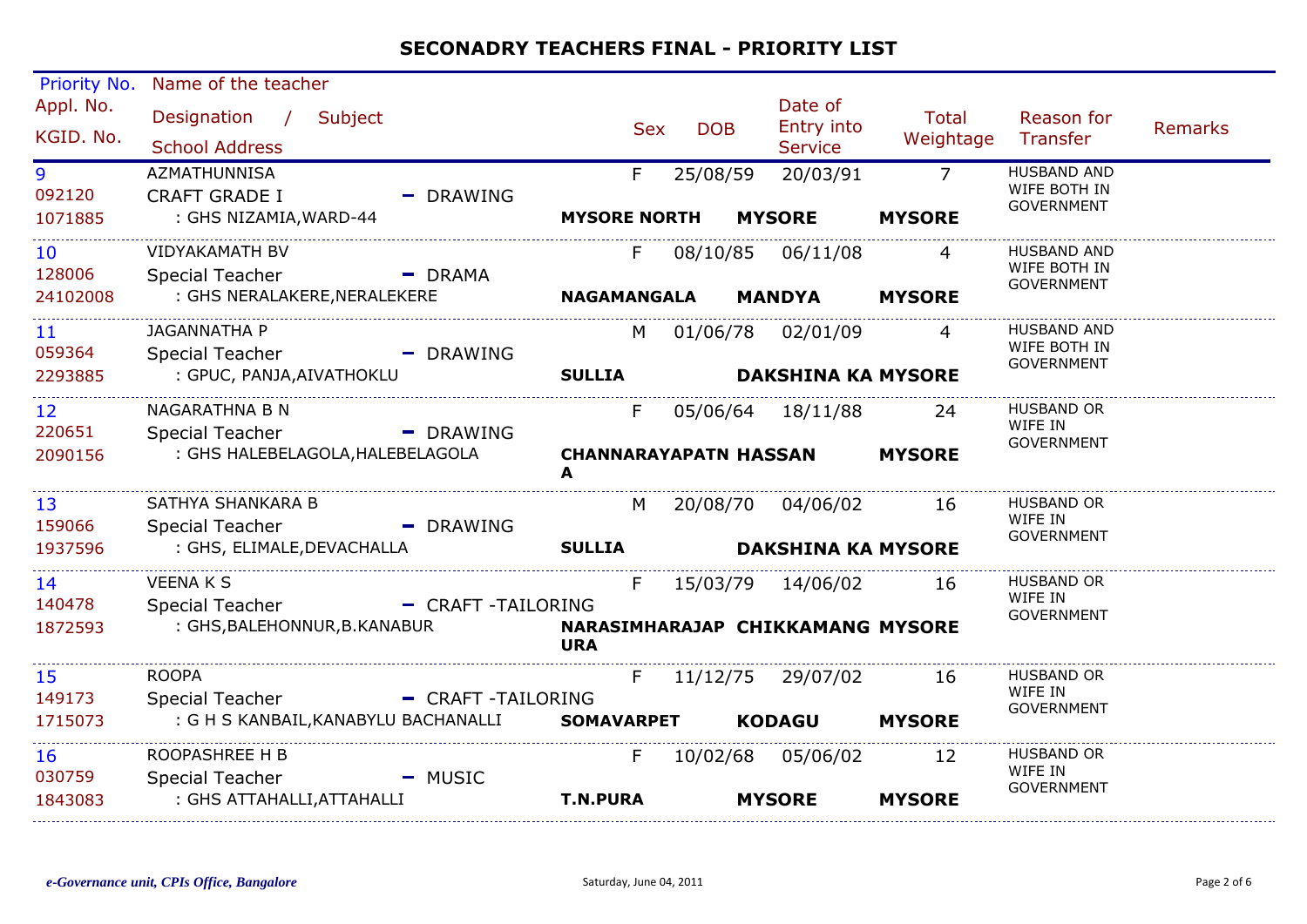## SECONADRY TEACHERS FINAL - PRIORITY LIST

| Priority No. / Appl. No. / KGID. No. | Name of the teacher / Designation / Subject / School Address | Sex | DOB | Date of Entry into Service | Total Weightage | Reason for Transfer | Remarks |
|---|---|---|---|---|---|---|---|
| 9<br>092120<br>1071885 | AZMATHUNNISA<br>CRAFT GRADE I - DRAWING<br>: GHS NIZAMIA,WARD-44<br>**MYSORE NORTH** **MYSORE** **MYSORE** | F | 25/08/59 | 20/03/91 | 7 | HUSBAND AND WIFE BOTH IN GOVERNMENT | |
| 10<br>128006<br>24102008 | VIDYAKAMATH BV<br>Special Teacher - DRAMA<br>: GHS NERALAKERE,NERALEKERE<br>**NAGAMANGALA** **MANDYA** **MYSORE** | F | 08/10/85 | 06/11/08 | 4 | HUSBAND AND WIFE BOTH IN GOVERNMENT | |
| 11<br>059364<br>2293885 | JAGANNATHA P<br>Special Teacher - DRAWING<br>: GPUC, PANJA,AIVATHOKLU<br>**SULLIA** **DAKSHINA KA** **MYSORE** | M | 01/06/78 | 02/01/09 | 4 | HUSBAND AND WIFE BOTH IN GOVERNMENT | |
| 12<br>220651<br>2090156 | NAGARATHNA B N<br>Special Teacher - DRAWING<br>: GHS HALEBELAGOLA,HALEBELAGOLA<br>**CHANNARAYAPATNA** **HASSAN** **MYSORE** | F | 05/06/64 | 18/11/88 | 24 | HUSBAND OR WIFE IN GOVERNMENT | |
| 13<br>159066<br>1937596 | SATHYA SHANKARA B<br>Special Teacher - DRAWING<br>: GHS, ELIMALE,DEVACHALLA<br>**SULLIA** **DAKSHINA KA** **MYSORE** | M | 20/08/70 | 04/06/02 | 16 | HUSBAND OR WIFE IN GOVERNMENT | |
| 14<br>140478<br>1872593 | VEENA K S<br>Special Teacher - CRAFT -TAILORING<br>: GHS,BALEHONNUR,B.KANABUR<br>**NARASIMHARAJAPURA** **CHIKKAMANG** **MYSORE** | F | 15/03/79 | 14/06/02 | 16 | HUSBAND OR WIFE IN GOVERNMENT | |
| 15<br>149173<br>1715073 | ROOPA<br>Special Teacher - CRAFT -TAILORING<br>: G H S KANBAIL,KANABYLU BACHANALLI<br>**SOMAVARPET** **KODAGU** **MYSORE** | F | 11/12/75 | 29/07/02 | 16 | HUSBAND OR WIFE IN GOVERNMENT | |
| 16<br>030759<br>1843083 | ROOPASHREE H B<br>Special Teacher - MUSIC<br>: GHS ATTAHALLI,ATTAHALLI<br>**T.N.PURA** **MYSORE** **MYSORE** | F | 10/02/68 | 05/06/02 | 12 | HUSBAND OR WIFE IN GOVERNMENT | |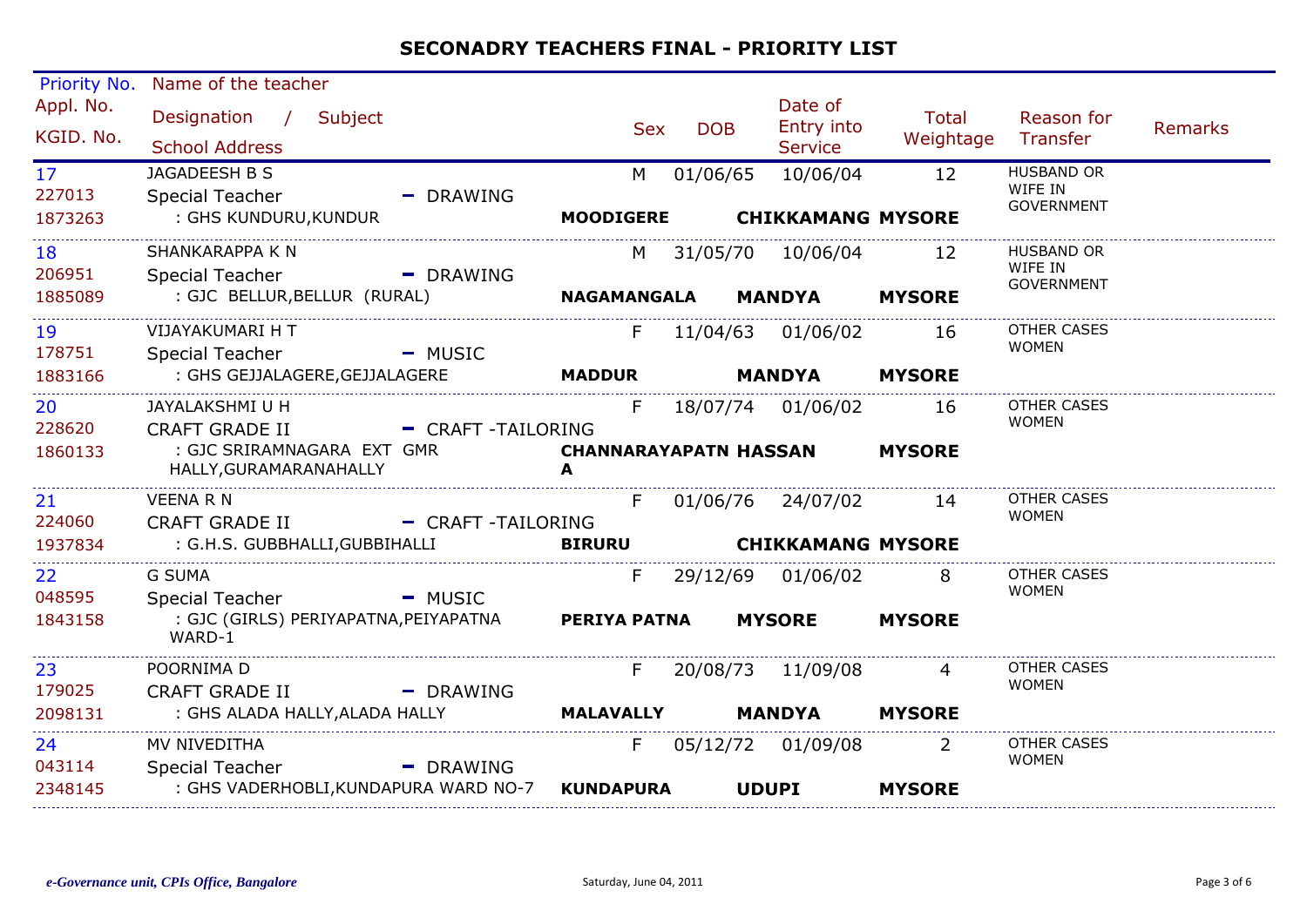# SECONADRY TEACHERS FINAL - PRIORITY LIST

| Priority No. / Appl. No. / KGID. No. | Name of the teacher / Designation / Subject / School Address | Sex | DOB | Date of Entry into Service | Total Weightage | Reason for Transfer | Remarks |
|---|---|---|---|---|---|---|---|
| 17 / 227013 / 1873263 | JAGADEESH B S / Special Teacher - DRAWING / : GHS KUNDURU,KUNDUR / MOODIGERE / CHIKKAMANG / MYSORE | M | 01/06/65 | 10/06/04 | 12 | HUSBAND OR WIFE IN GOVERNMENT | |
| 18 / 206951 / 1885089 | SHANKARAPPA K N / Special Teacher - DRAWING / : GJC BELLUR,BELLUR (RURAL) / NAGAMANGALA / MANDYA / MYSORE | M | 31/05/70 | 10/06/04 | 12 | HUSBAND OR WIFE IN GOVERNMENT | |
| 19 / 178751 / 1883166 | VIJAYAKUMARI H T / Special Teacher - MUSIC / : GHS GEJJALAGERE,GEJJALAGERE / MADDUR / MANDYA / MYSORE | F | 11/04/63 | 01/06/02 | 16 | OTHER CASES WOMEN | |
| 20 / 228620 / 1860133 | JAYALAKSHMI U H / CRAFT GRADE II - CRAFT -TAILORING / : GJC SRIRAMNAGARA EXT GMR HALLY,GURAMARANAHALLY / CHANNARAYAPATNA / HASSAN / MYSORE | F | 18/07/74 | 01/06/02 | 16 | OTHER CASES WOMEN | |
| 21 / 224060 / 1937834 | VEENA R N / CRAFT GRADE II - CRAFT -TAILORING / : G.H.S. GUBBHALLI,GUBBIHALLI / BIRURU / CHIKKAMANG / MYSORE | F | 01/06/76 | 24/07/02 | 14 | OTHER CASES WOMEN | |
| 22 / 048595 / 1843158 | G SUMA / Special Teacher - MUSIC / : GJC (GIRLS) PERIYAPATNA,PEIYAPATNA WARD-1 / PERIYA PATNA / MYSORE / MYSORE | F | 29/12/69 | 01/06/02 | 8 | OTHER CASES WOMEN | |
| 23 / 179025 / 2098131 | POORNIMA D / CRAFT GRADE II - DRAWING / : GHS ALADA HALLY,ALADA HALLY / MALAVALLY / MANDYA / MYSORE | F | 20/08/73 | 11/09/08 | 4 | OTHER CASES WOMEN | |
| 24 / 043114 / 2348145 | MV NIVEDITHA / Special Teacher - DRAWING / : GHS VADERHOBLI,KUNDAPURA WARD NO-7 / KUNDAPURA / UDUPI / MYSORE | F | 05/12/72 | 01/09/08 | 2 | OTHER CASES WOMEN | |

*e-Governance unit, CPIs Office, Bangalore* — Saturday, June 04, 2011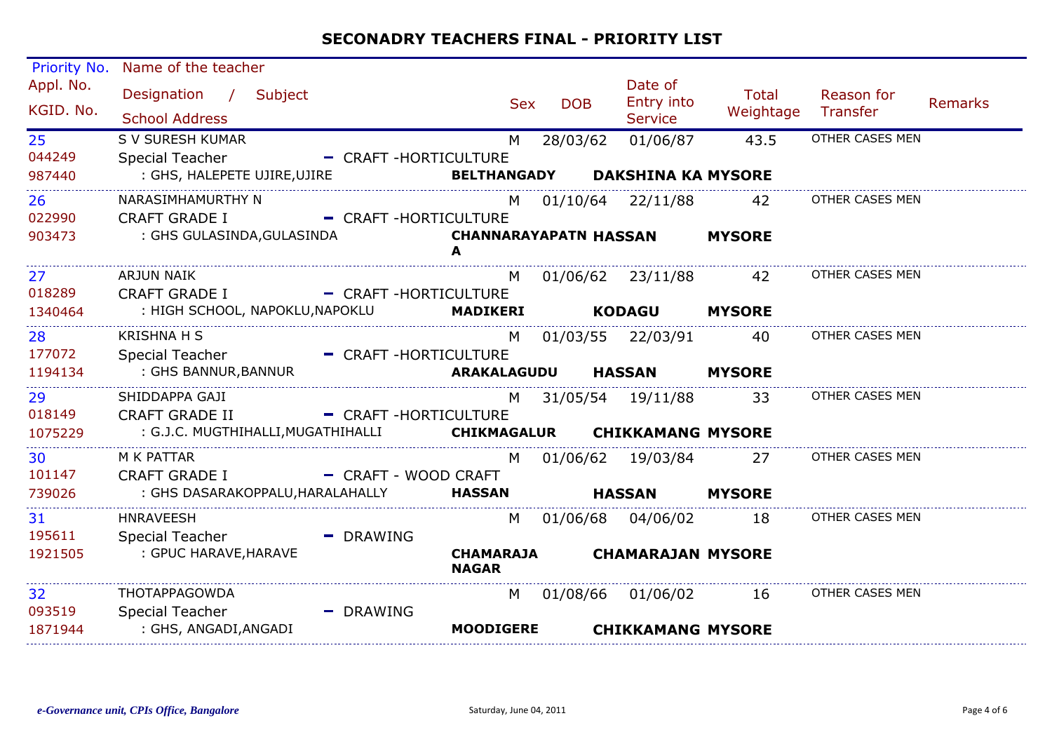# SECONADRY TEACHERS FINAL - PRIORITY LIST

| Priority No. / Appl. No. / KGID. No. | Name of the teacher / Designation / Subject / School Address | | | Sex | DOB | Date of Entry into Service | Total Weightage | Reason for Transfer | Remarks |
|---|---|---|---|---|---|---|---|---|---|
| 25<br>044249<br>987440 | S V SURESH KUMAR<br>Special Teacher - CRAFT -HORTICULTURE<br>: GHS, HALEPETE UJIRE,UJIRE | BELTHANGADY | DAKSHINA KA | M<br>MYSORE | 28/03/62 | 01/06/87 | 43.5 | OTHER CASES MEN | |
| 26<br>022990<br>903473 | NARASIMHAMURTHY N<br>CRAFT GRADE I - CRAFT -HORTICULTURE<br>: GHS GULASINDA,GULASINDA | CHANNARAYAPATNA | HASSAN | M<br>MYSORE | 01/10/64 | 22/11/88 | 42 | OTHER CASES MEN | |
| 27<br>018289<br>1340464 | ARJUN NAIK<br>CRAFT GRADE I - CRAFT -HORTICULTURE<br>: HIGH SCHOOL, NAPOKLU,NAPOKLU | MADIKERI | KODAGU | M<br>MYSORE | 01/06/62 | 23/11/88 | 42 | OTHER CASES MEN | |
| 28<br>177072<br>1194134 | KRISHNA H S<br>Special Teacher - CRAFT -HORTICULTURE<br>: GHS BANNUR,BANNUR | ARAKALAGUDU | HASSAN | M<br>MYSORE | 01/03/55 | 22/03/91 | 40 | OTHER CASES MEN | |
| 29<br>018149<br>1075229 | SHIDDAPPA GAJI<br>CRAFT GRADE II - CRAFT -HORTICULTURE<br>: G.J.C. MUGTHIHALLI,MUGATHIHALLI | CHIKMAGALUR | CHIKKAMANG | M<br>MYSORE | 31/05/54 | 19/11/88 | 33 | OTHER CASES MEN | |
| 30<br>101147<br>739026 | M K PATTAR<br>CRAFT GRADE I - CRAFT - WOOD CRAFT<br>: GHS DASARAKOPPALU,HARALAHALLY | HASSAN | HASSAN | M<br>MYSORE | 01/06/62 | 19/03/84 | 27 | OTHER CASES MEN | |
| 31<br>195611<br>1921505 | HNRAVEESH<br>Special Teacher - DRAWING<br>: GPUC HARAVE,HARAVE | CHAMARAJA NAGAR | CHAMARAJAN | M<br>MYSORE | 01/06/68 | 04/06/02 | 18 | OTHER CASES MEN | |
| 32<br>093519<br>1871944 | THOTAPPAGOWDA<br>Special Teacher - DRAWING<br>: GHS, ANGADI,ANGADI | MOODIGERE | CHIKKAMANG | M<br>MYSORE | 01/08/66 | 01/06/02 | 16 | OTHER CASES MEN | |

*e-Governance unit, CPIs Office, Bangalore* — Saturday, June 04, 2011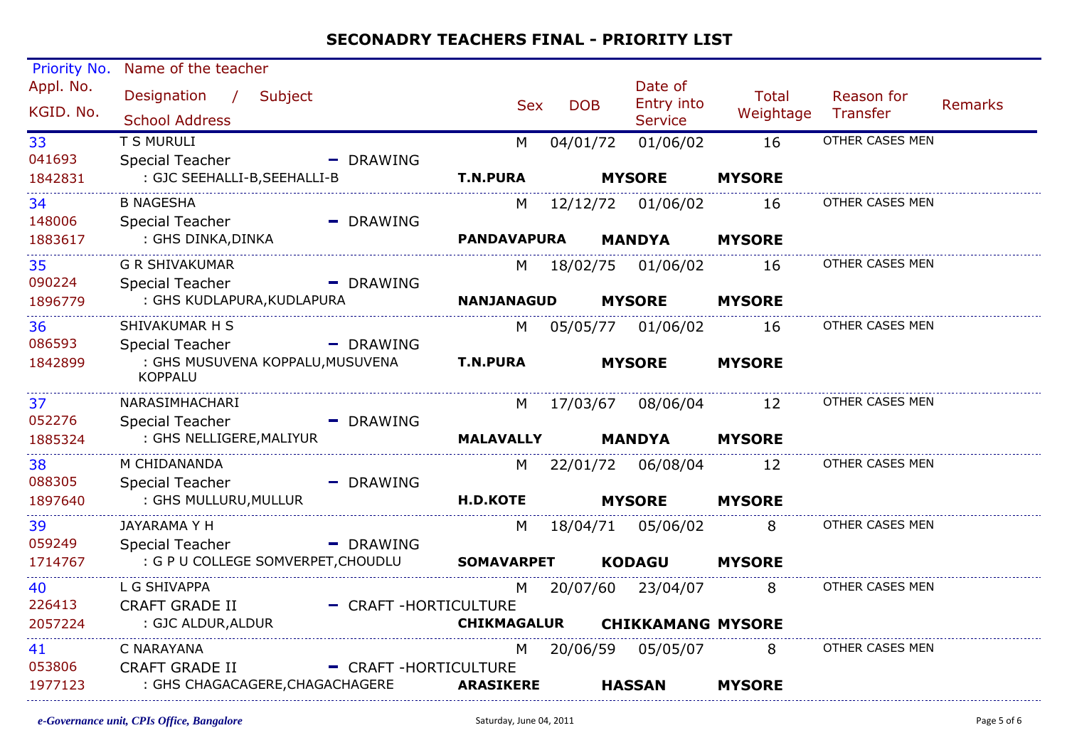# SECONADRY TEACHERS FINAL - PRIORITY LIST

| Priority No. / Appl. No. / KGID. No. | Name of the teacher / Designation / Subject / School Address | Sex | DOB | Date of Entry into Service | Total Weightage | Reason for Transfer | Remarks |
|---|---|---|---|---|---|---|---|
| 33 / 041693 / 1842831 | T S MURULI / Special Teacher - DRAWING / : GJC SEEHALLI-B,SEEHALLI-B / T.N.PURA / MYSORE / MYSORE | M | 04/01/72 | 01/06/02 | 16 | OTHER CASES MEN | |
| 34 / 148006 / 1883617 | B NAGESHA / Special Teacher - DRAWING / : GHS DINKA,DINKA / PANDAVAPURA / MANDYA / MYSORE | M | 12/12/72 | 01/06/02 | 16 | OTHER CASES MEN | |
| 35 / 090224 / 1896779 | G R SHIVAKUMAR / Special Teacher - DRAWING / : GHS KUDLAPURA,KUDLAPURA / NANJANAGUD / MYSORE / MYSORE | M | 18/02/75 | 01/06/02 | 16 | OTHER CASES MEN | |
| 36 / 086593 / 1842899 | SHIVAKUMAR H S / Special Teacher - DRAWING / : GHS MUSUVENA KOPPALU,MUSUVENA KOPPALU / T.N.PURA / MYSORE / MYSORE | M | 05/05/77 | 01/06/02 | 16 | OTHER CASES MEN | |
| 37 / 052276 / 1885324 | NARASIMHACHARI / Special Teacher - DRAWING / : GHS NELLIGERE,MALIYUR / MALAVALLY / MANDYA / MYSORE | M | 17/03/67 | 08/06/04 | 12 | OTHER CASES MEN | |
| 38 / 088305 / 1897640 | M CHIDANANDA / Special Teacher - DRAWING / : GHS MULLURU,MULLUR / H.D.KOTE / MYSORE / MYSORE | M | 22/01/72 | 06/08/04 | 12 | OTHER CASES MEN | |
| 39 / 059249 / 1714767 | JAYARAMA Y H / Special Teacher - DRAWING / : G P U COLLEGE SOMVERPET,CHOUDLU / SOMAVARPET / KODAGU / MYSORE | M | 18/04/71 | 05/06/02 | 8 | OTHER CASES MEN | |
| 40 / 226413 / 2057224 | L G SHIVAPPA / CRAFT GRADE II - CRAFT -HORTICULTURE / : GJC ALDUR,ALDUR / CHIKMAGALUR / CHIKKAMANG / MYSORE | M | 20/07/60 | 23/04/07 | 8 | OTHER CASES MEN | |
| 41 / 053806 / 1977123 | C NARAYANA / CRAFT GRADE II - CRAFT -HORTICULTURE / : GHS CHAGACAGERE,CHAGACHAGERE / ARASIKERE / HASSAN / MYSORE | M | 20/06/59 | 05/05/07 | 8 | OTHER CASES MEN | |

*e-Governance unit, CPIs Office, Bangalore*    Saturday, June 04, 2011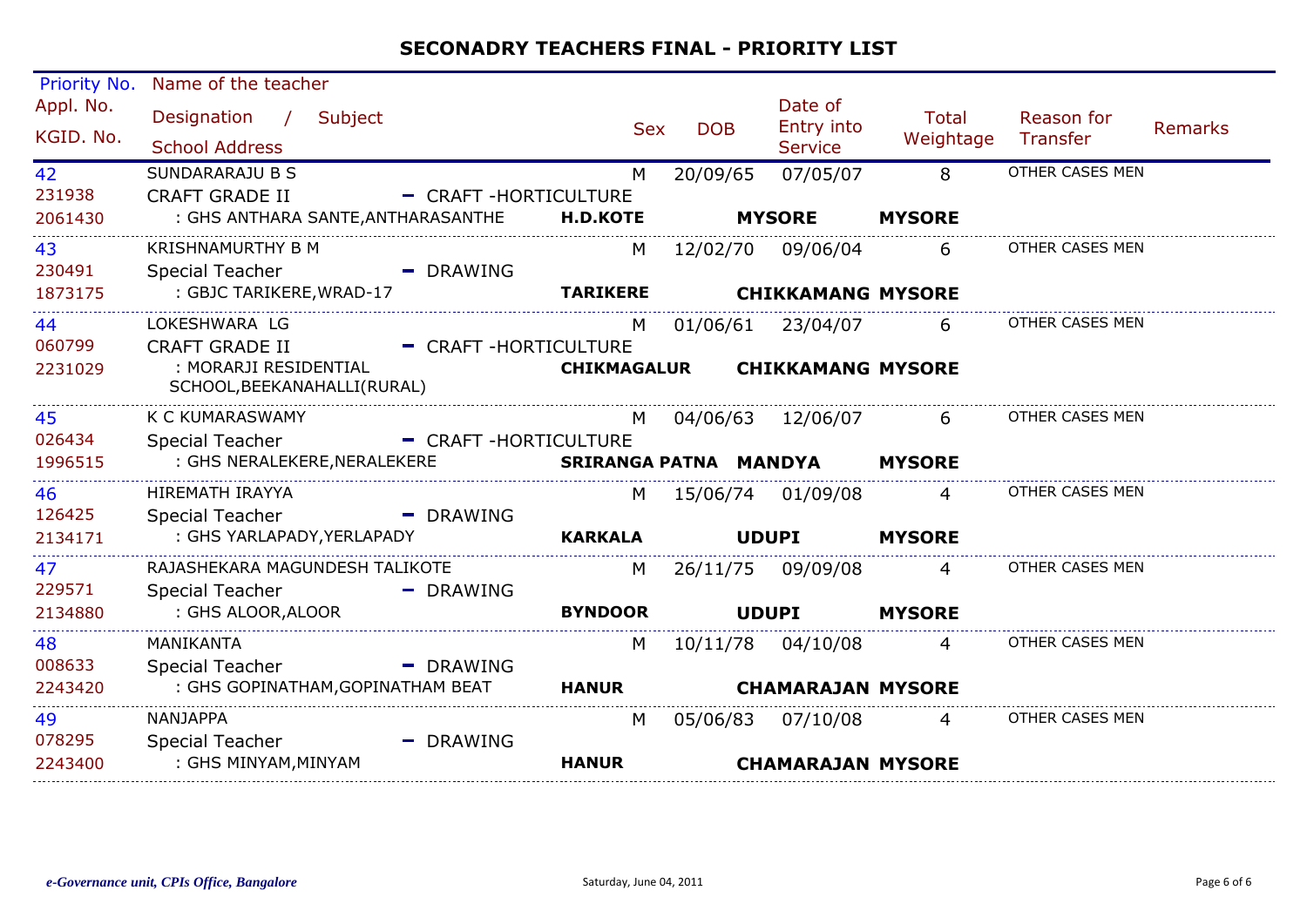# SECONADRY TEACHERS FINAL - PRIORITY LIST

| Priority No. / Appl. No. / KGID. No. | Name of the teacher / Designation / Subject / School Address | | Sex | DOB | Date of Entry into Service | Total Weightage | Reason for Transfer | Remarks |
|---|---|---|---|---|---|---|---|---|
| 42<br>231938<br>2061430 | SUNDARARAJU B S<br>CRAFT GRADE II - CRAFT -HORTICULTURE<br>: GHS ANTHARA SANTE,ANTHARASANTHE | **H.D.KOTE** | M | 20/09/65 | 07/05/07<br>**MYSORE** | 8<br>**MYSORE** | OTHER CASES MEN | |
| 43<br>230491<br>1873175 | KRISHNAMURTHY B M<br>Special Teacher - DRAWING<br>: GBJC TARIKERE,WRAD-17 | **TARIKERE** | M | 12/02/70 | 09/06/04<br>**CHIKKAMANG** | 6<br>**MYSORE** | OTHER CASES MEN | |
| 44<br>060799<br>2231029 | LOKESHWARA LG<br>CRAFT GRADE II - CRAFT -HORTICULTURE<br>: MORARJI RESIDENTIAL SCHOOL,BEEKANAHALLI(RURAL) | **CHIKMAGALUR** | M | 01/06/61 | 23/04/07<br>**CHIKKAMANG** | 6<br>**MYSORE** | OTHER CASES MEN | |
| 45<br>026434<br>1996515 | K C KUMARASWAMY<br>Special Teacher - CRAFT -HORTICULTURE<br>: GHS NERALEKERE,NERALEKERE | **SRIRANGA PATNA** | M | 04/06/63 | 12/06/07<br>**MANDYA** | 6<br>**MYSORE** | OTHER CASES MEN | |
| 46<br>126425<br>2134171 | HIREMATH IRAYYA<br>Special Teacher - DRAWING<br>: GHS YARLAPADY,YERLAPADY | **KARKALA** | M | 15/06/74 | 01/09/08<br>**UDUPI** | 4<br>**MYSORE** | OTHER CASES MEN | |
| 47<br>229571<br>2134880 | RAJASHEKARA MAGUNDESH TALIKOTE<br>Special Teacher - DRAWING<br>: GHS ALOOR,ALOOR | **BYNDOOR** | M | 26/11/75 | 09/09/08<br>**UDUPI** | 4<br>**MYSORE** | OTHER CASES MEN | |
| 48<br>008633<br>2243420 | MANIKANTA<br>Special Teacher - DRAWING<br>: GHS GOPINATHAM,GOPINATHAM BEAT | **HANUR** | M | 10/11/78 | 04/10/08<br>**CHAMARAJAN** | 4<br>**MYSORE** | OTHER CASES MEN | |
| 49<br>078295<br>2243400 | NANJAPPA<br>Special Teacher - DRAWING<br>: GHS MINYAM,MINYAM | **HANUR** | M | 05/06/83 | 07/10/08<br>**CHAMARAJAN** | 4<br>**MYSORE** | OTHER CASES MEN | |

*e-Governance unit, CPIs Office, Bangalore*

Saturday, June 04, 2011